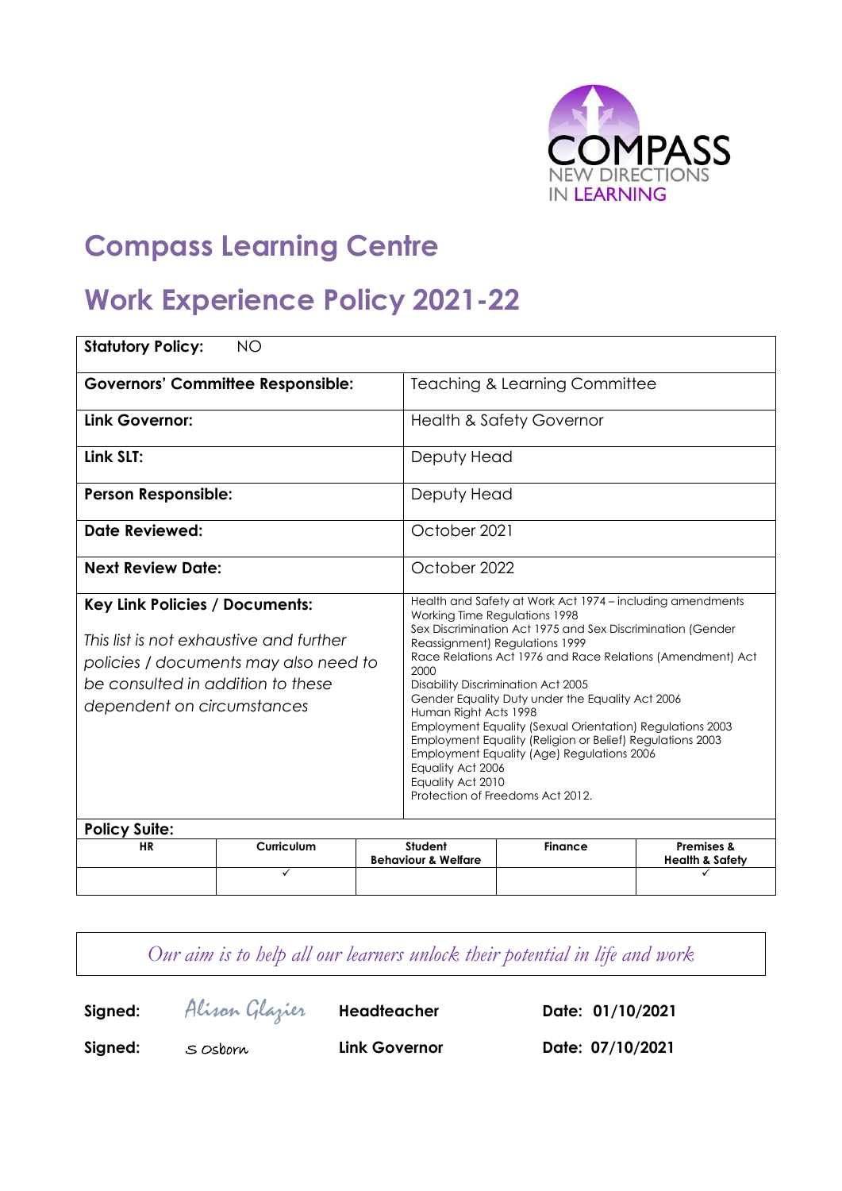COMPASS
NEW DIRECTIONS
IN LEARNING

# Compass Learning Centre

# Work Experience Policy 2021-22

| **Statutory Policy:** NO | |
|---|---|
| **Governors' Committee Responsible:** | Teaching & Learning Committee |
| **Link Governor:** | Health & Safety Governor |
| **Link SLT:** | Deputy Head |
| **Person Responsible:** | Deputy Head |
| **Date Reviewed:** | October 2021 |
| **Next Review Date:** | October 2022 |
| **Key Link Policies / Documents:**<br><br>*This list is not exhaustive and further policies / documents may also need to be consulted in addition to these dependent on circumstances* | Health and Safety at Work Act 1974 – including amendments<br>Working Time Regulations 1998<br>Sex Discrimination Act 1975 and Sex Discrimination (Gender Reassignment) Regulations 1999<br>Race Relations Act 1976 and Race Relations (Amendment) Act 2000<br>Disability Discrimination Act 2005<br>Gender Equality Duty under the Equality Act 2006<br>Human Right Acts 1998<br>Employment Equality (Sexual Orientation) Regulations 2003<br>Employment Equality (Religion or Belief) Regulations 2003<br>Employment Equality (Age) Regulations 2006<br>Equality Act 2006<br>Equality Act 2010<br>Protection of Freedoms Act 2012. |

**Policy Suite:**

| HR | Curriculum | Student Behaviour & Welfare | Finance | Premises & Health & Safety |
|---|---|---|---|---|
| | ✓ | | | ✓ |

*Our aim is to help all our learners unlock their potential in life and work*

| | | | |
|---|---|---|---|
| **Signed:** | Alison Glazier | **Headteacher** | **Date: 01/10/2021** |
| **Signed:** | S Osborn | **Link Governor** | **Date: 07/10/2021** |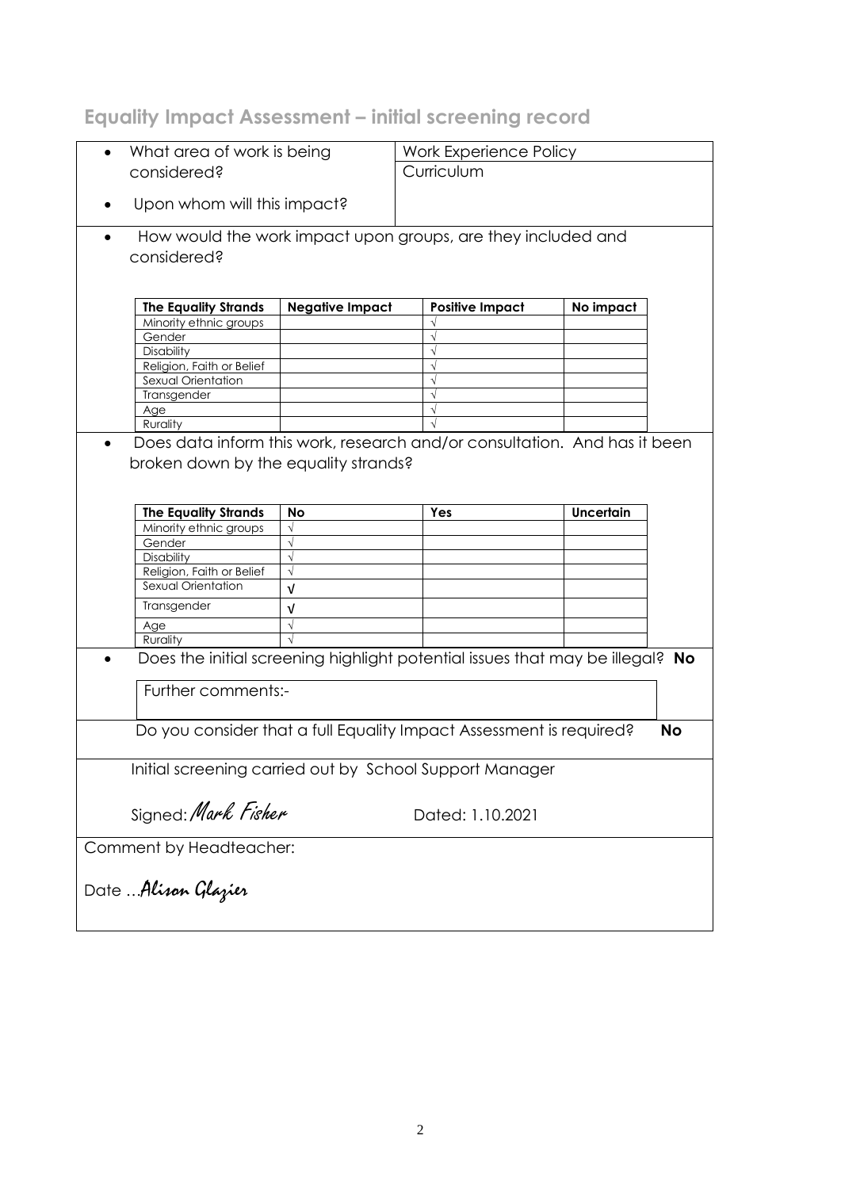## Equality Impact Assessment – initial screening record

- What area of work is being considered? — Work Experience Policy
- Upon whom will this impact? — Curriculum

- How would the work impact upon groups, are they included and considered?

| The Equality Strands | Negative Impact | Positive Impact | No impact |
| --- | --- | --- | --- |
| Minority ethnic groups | | √ | |
| Gender | | √ | |
| Disability | | √ | |
| Religion, Faith or Belief | | √ | |
| Sexual Orientation | | √ | |
| Transgender | | √ | |
| Age | | √ | |
| Rurality | | √ | |

- Does data inform this work, research and/or consultation. And has it been broken down by the equality strands?

| The Equality Strands | No | Yes | Uncertain |
| --- | --- | --- | --- |
| Minority ethnic groups | √ | | |
| Gender | √ | | |
| Disability | √ | | |
| Religion, Faith or Belief | √ | | |
| Sexual Orientation | √ | | |
| Transgender | √ | | |
| Age | √ | | |
| Rurality | √ | | |

- Does the initial screening highlight potential issues that may be illegal? **No**

Further comments:-

Do you consider that a full Equality Impact Assessment is required? **No**

Initial screening carried out by School Support Manager

Signed: *Mark Fisher* Dated: 1.10.2021

Comment by Headteacher:

Date …*Alison Glazier*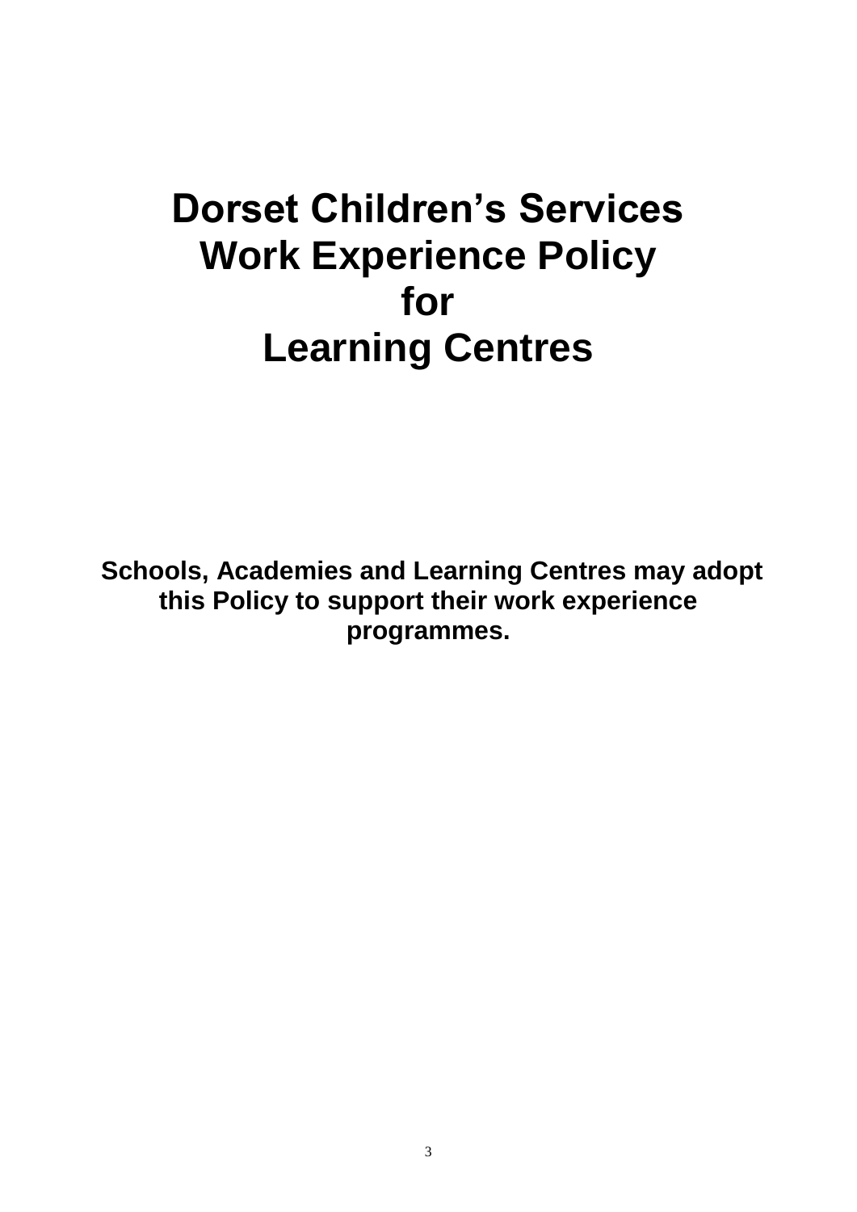# Dorset Children's Services Work Experience Policy for Learning Centres

**Schools, Academies and Learning Centres may adopt this Policy to support their work experience programmes.**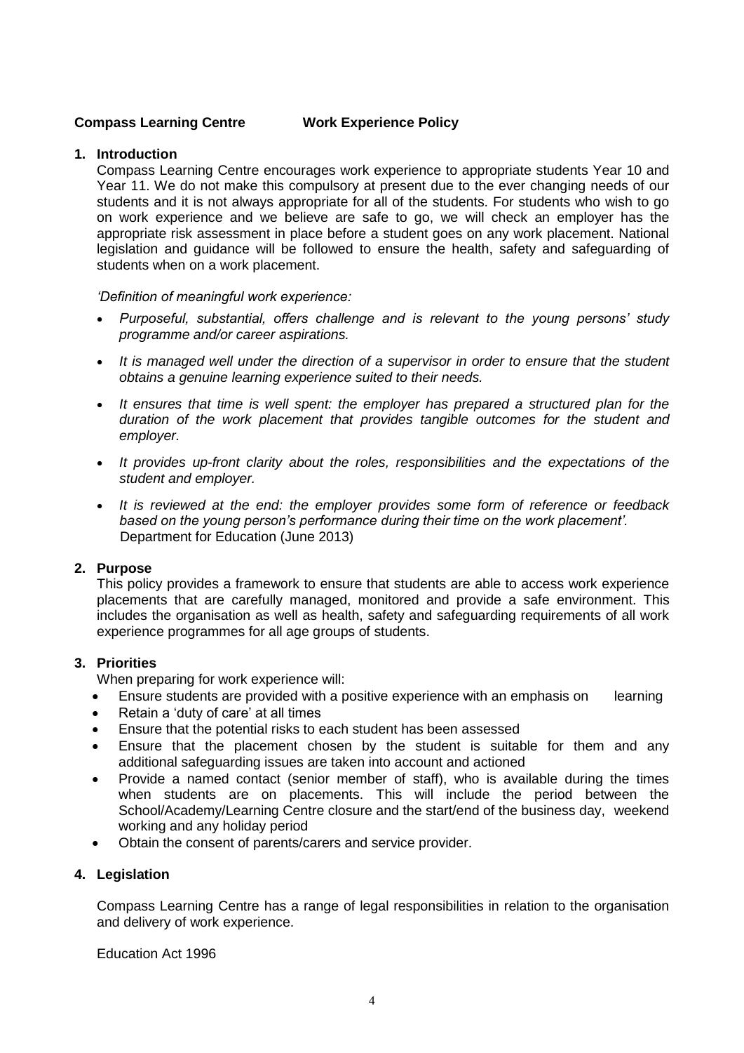**Compass Learning Centre Work Experience Policy**

## 1. Introduction

Compass Learning Centre encourages work experience to appropriate students Year 10 and Year 11. We do not make this compulsory at present due to the ever changing needs of our students and it is not always appropriate for all of the students. For students who wish to go on work experience and we believe are safe to go, we will check an employer has the appropriate risk assessment in place before a student goes on any work placement. National legislation and guidance will be followed to ensure the health, safety and safeguarding of students when on a work placement.

*'Definition of meaningful work experience:*

- *Purposeful, substantial, offers challenge and is relevant to the young persons' study programme and/or career aspirations.*
- *It is managed well under the direction of a supervisor in order to ensure that the student obtains a genuine learning experience suited to their needs.*
- *It ensures that time is well spent: the employer has prepared a structured plan for the duration of the work placement that provides tangible outcomes for the student and employer.*
- *It provides up-front clarity about the roles, responsibilities and the expectations of the student and employer.*
- *It is reviewed at the end: the employer provides some form of reference or feedback based on the young person's performance during their time on the work placement'.* Department for Education (June 2013)

## 2. Purpose

This policy provides a framework to ensure that students are able to access work experience placements that are carefully managed, monitored and provide a safe environment. This includes the organisation as well as health, safety and safeguarding requirements of all work experience programmes for all age groups of students.

## 3. Priorities

When preparing for work experience will:

- Ensure students are provided with a positive experience with an emphasis on learning
- Retain a 'duty of care' at all times
- Ensure that the potential risks to each student has been assessed
- Ensure that the placement chosen by the student is suitable for them and any additional safeguarding issues are taken into account and actioned
- Provide a named contact (senior member of staff), who is available during the times when students are on placements. This will include the period between the School/Academy/Learning Centre closure and the start/end of the business day, weekend working and any holiday period
- Obtain the consent of parents/carers and service provider.

## 4. Legislation

Compass Learning Centre has a range of legal responsibilities in relation to the organisation and delivery of work experience.

Education Act 1996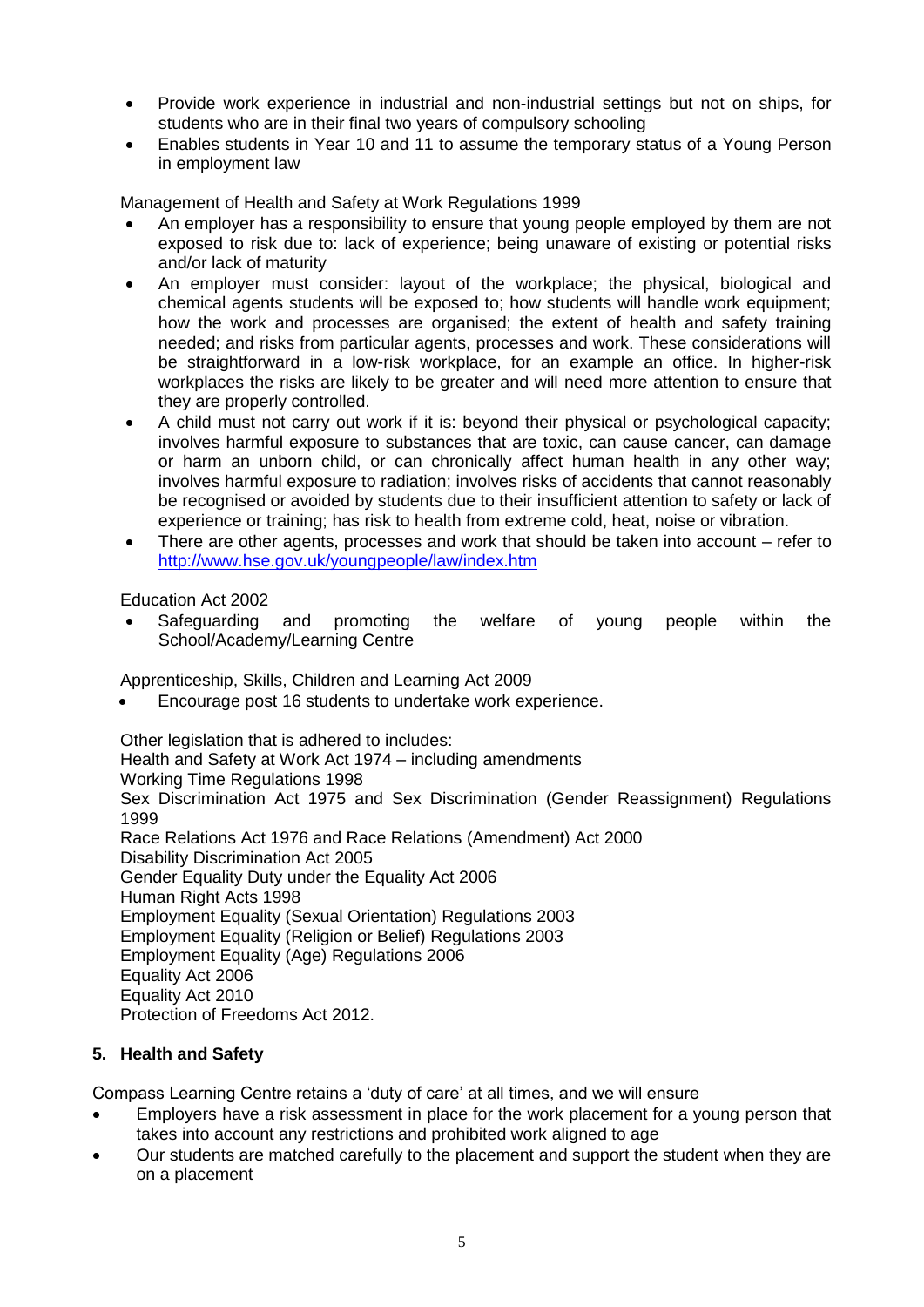- Provide work experience in industrial and non-industrial settings but not on ships, for students who are in their final two years of compulsory schooling
- Enables students in Year 10 and 11 to assume the temporary status of a Young Person in employment law

Management of Health and Safety at Work Regulations 1999

- An employer has a responsibility to ensure that young people employed by them are not exposed to risk due to: lack of experience; being unaware of existing or potential risks and/or lack of maturity
- An employer must consider: layout of the workplace; the physical, biological and chemical agents students will be exposed to; how students will handle work equipment; how the work and processes are organised; the extent of health and safety training needed; and risks from particular agents, processes and work. These considerations will be straightforward in a low-risk workplace, for an example an office. In higher-risk workplaces the risks are likely to be greater and will need more attention to ensure that they are properly controlled.
- A child must not carry out work if it is: beyond their physical or psychological capacity; involves harmful exposure to substances that are toxic, can cause cancer, can damage or harm an unborn child, or can chronically affect human health in any other way; involves harmful exposure to radiation; involves risks of accidents that cannot reasonably be recognised or avoided by students due to their insufficient attention to safety or lack of experience or training; has risk to health from extreme cold, heat, noise or vibration.
- There are other agents, processes and work that should be taken into account – refer to [http://www.hse.gov.uk/youngpeople/law/index.htm](http://www.hse.gov.uk/youngpeople/law/index.htm)

Education Act 2002

- Safeguarding and promoting the welfare of young people within the School/Academy/Learning Centre

Apprenticeship, Skills, Children and Learning Act 2009

- Encourage post 16 students to undertake work experience.

Other legislation that is adhered to includes:
Health and Safety at Work Act 1974 – including amendments
Working Time Regulations 1998
Sex Discrimination Act 1975 and Sex Discrimination (Gender Reassignment) Regulations 1999
Race Relations Act 1976 and Race Relations (Amendment) Act 2000
Disability Discrimination Act 2005
Gender Equality Duty under the Equality Act 2006
Human Right Acts 1998
Employment Equality (Sexual Orientation) Regulations 2003
Employment Equality (Religion or Belief) Regulations 2003
Employment Equality (Age) Regulations 2006
Equality Act 2006
Equality Act 2010
Protection of Freedoms Act 2012.

## 5. Health and Safety

Compass Learning Centre retains a 'duty of care' at all times, and we will ensure

- Employers have a risk assessment in place for the work placement for a young person that takes into account any restrictions and prohibited work aligned to age
- Our students are matched carefully to the placement and support the student when they are on a placement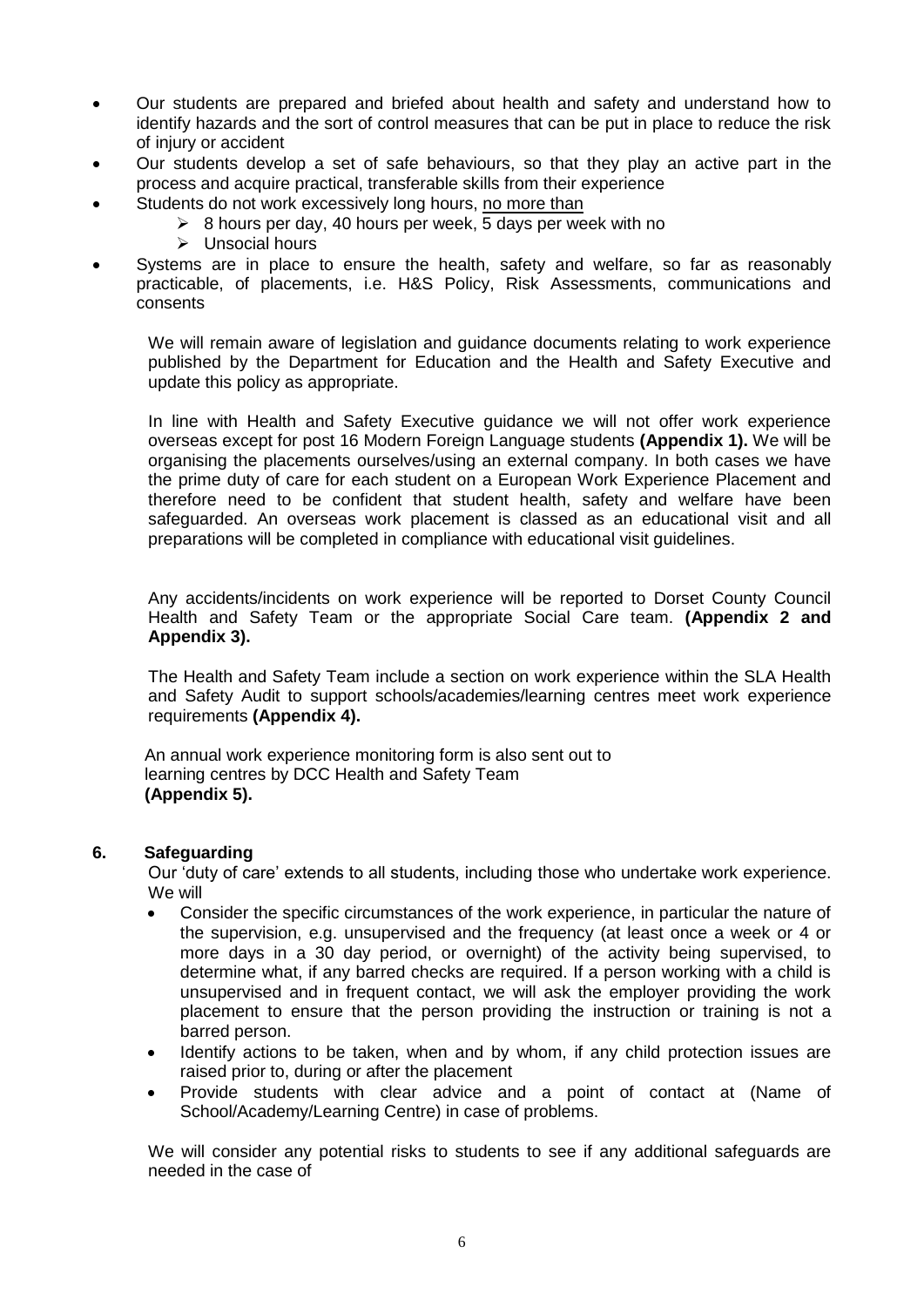- Our students are prepared and briefed about health and safety and understand how to identify hazards and the sort of control measures that can be put in place to reduce the risk of injury or accident
- Our students develop a set of safe behaviours, so that they play an active part in the process and acquire practical, transferable skills from their experience
- Students do not work excessively long hours, <u>no more than</u>
  - 8 hours per day, 40 hours per week, 5 days per week with no
  - Unsocial hours
- Systems are in place to ensure the health, safety and welfare, so far as reasonably practicable, of placements, i.e. H&S Policy, Risk Assessments, communications and consents

We will remain aware of legislation and guidance documents relating to work experience published by the Department for Education and the Health and Safety Executive and update this policy as appropriate.

In line with Health and Safety Executive guidance we will not offer work experience overseas except for post 16 Modern Foreign Language students **(Appendix 1).** We will be organising the placements ourselves/using an external company. In both cases we have the prime duty of care for each student on a European Work Experience Placement and therefore need to be confident that student health, safety and welfare have been safeguarded. An overseas work placement is classed as an educational visit and all preparations will be completed in compliance with educational visit guidelines.

Any accidents/incidents on work experience will be reported to Dorset County Council Health and Safety Team or the appropriate Social Care team. **(Appendix 2 and Appendix 3).**

The Health and Safety Team include a section on work experience within the SLA Health and Safety Audit to support schools/academies/learning centres meet work experience requirements **(Appendix 4).**

An annual work experience monitoring form is also sent out to learning centres by DCC Health and Safety Team **(Appendix 5).**

## 6. Safeguarding

Our 'duty of care' extends to all students, including those who undertake work experience. We will

- Consider the specific circumstances of the work experience, in particular the nature of the supervision, e.g. unsupervised and the frequency (at least once a week or 4 or more days in a 30 day period, or overnight) of the activity being supervised, to determine what, if any barred checks are required. If a person working with a child is unsupervised and in frequent contact, we will ask the employer providing the work placement to ensure that the person providing the instruction or training is not a barred person.
- Identify actions to be taken, when and by whom, if any child protection issues are raised prior to, during or after the placement
- Provide students with clear advice and a point of contact at (Name of School/Academy/Learning Centre) in case of problems.

We will consider any potential risks to students to see if any additional safeguards are needed in the case of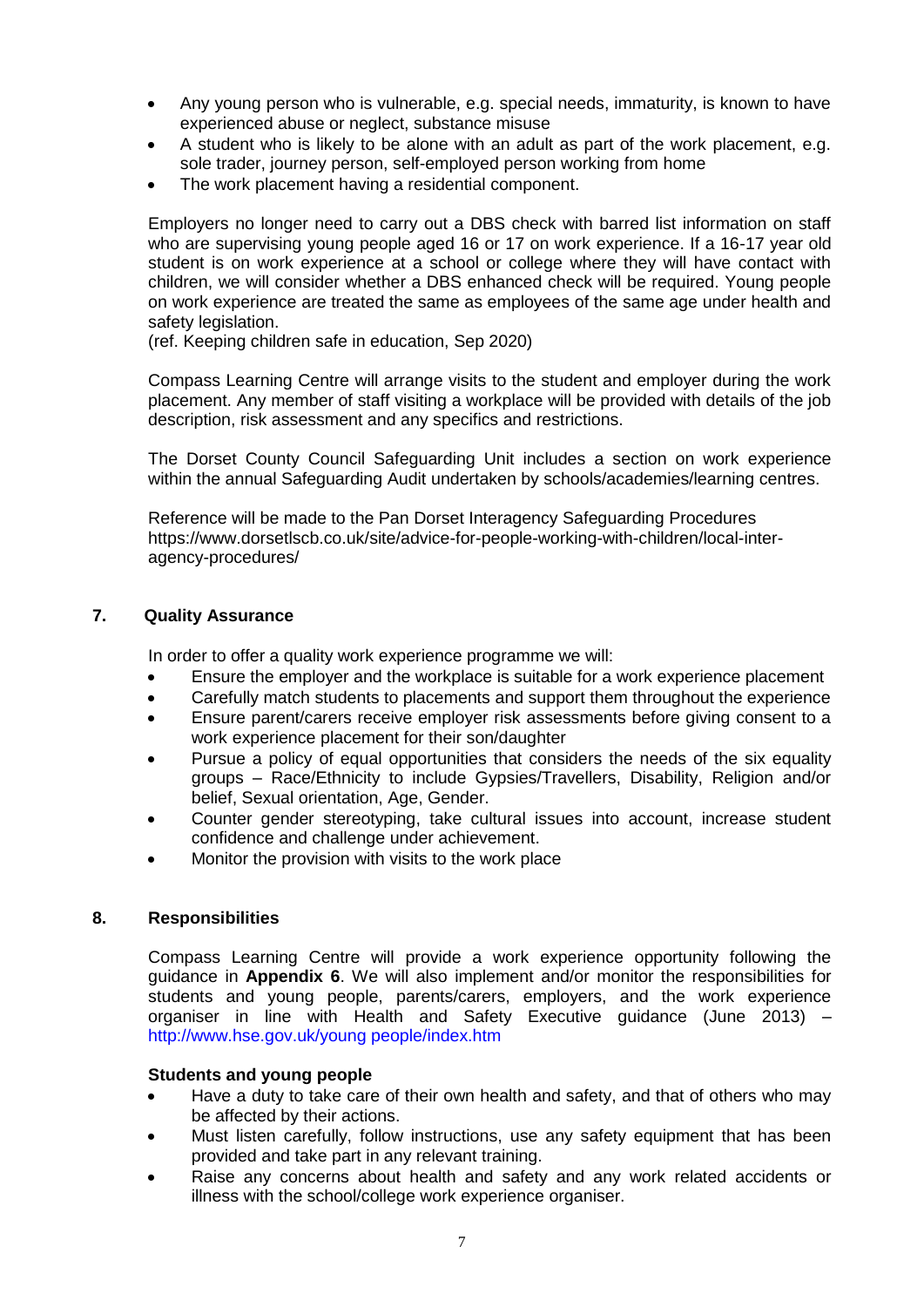- Any young person who is vulnerable, e.g. special needs, immaturity, is known to have experienced abuse or neglect, substance misuse
- A student who is likely to be alone with an adult as part of the work placement, e.g. sole trader, journey person, self-employed person working from home
- The work placement having a residential component.

Employers no longer need to carry out a DBS check with barred list information on staff who are supervising young people aged 16 or 17 on work experience. If a 16-17 year old student is on work experience at a school or college where they will have contact with children, we will consider whether a DBS enhanced check will be required. Young people on work experience are treated the same as employees of the same age under health and safety legislation.
(ref. Keeping children safe in education, Sep 2020)

Compass Learning Centre will arrange visits to the student and employer during the work placement. Any member of staff visiting a workplace will be provided with details of the job description, risk assessment and any specifics and restrictions.

The Dorset County Council Safeguarding Unit includes a section on work experience within the annual Safeguarding Audit undertaken by schools/academies/learning centres.

Reference will be made to the Pan Dorset Interagency Safeguarding Procedures https://www.dorsetlscb.co.uk/site/advice-for-people-working-with-children/local-inter-agency-procedures/

## 7. Quality Assurance

In order to offer a quality work experience programme we will:

- Ensure the employer and the workplace is suitable for a work experience placement
- Carefully match students to placements and support them throughout the experience
- Ensure parent/carers receive employer risk assessments before giving consent to a work experience placement for their son/daughter
- Pursue a policy of equal opportunities that considers the needs of the six equality groups – Race/Ethnicity to include Gypsies/Travellers, Disability, Religion and/or belief, Sexual orientation, Age, Gender.
- Counter gender stereotyping, take cultural issues into account, increase student confidence and challenge under achievement.
- Monitor the provision with visits to the work place

## 8. Responsibilities

Compass Learning Centre will provide a work experience opportunity following the guidance in **Appendix 6**. We will also implement and/or monitor the responsibilities for students and young people, parents/carers, employers, and the work experience organiser in line with Health and Safety Executive guidance (June 2013) – http://www.hse.gov.uk/young people/index.htm

**Students and young people**

- Have a duty to take care of their own health and safety, and that of others who may be affected by their actions.
- Must listen carefully, follow instructions, use any safety equipment that has been provided and take part in any relevant training.
- Raise any concerns about health and safety and any work related accidents or illness with the school/college work experience organiser.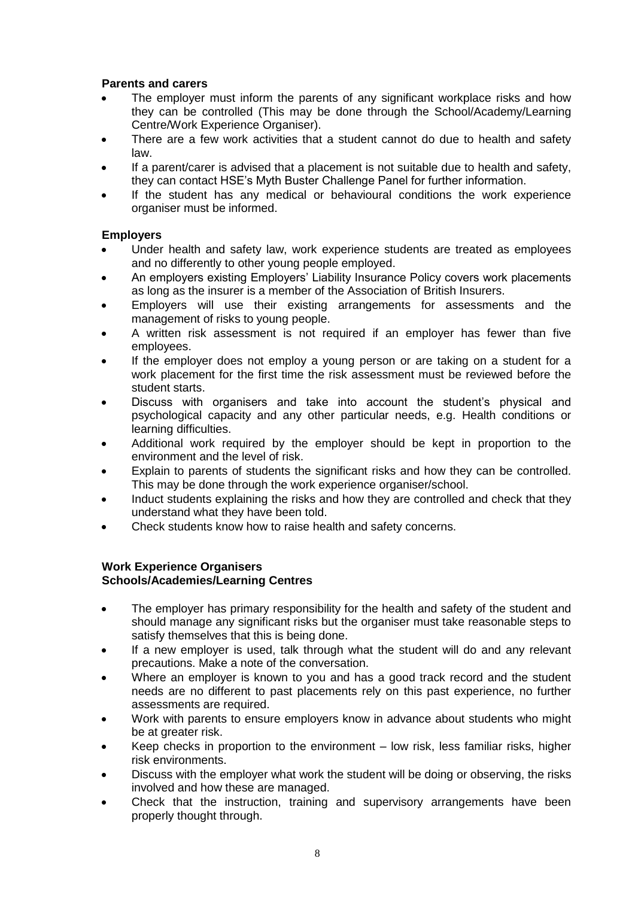**Parents and carers**

- The employer must inform the parents of any significant workplace risks and how they can be controlled (This may be done through the School/Academy/Learning Centre/Work Experience Organiser).
- There are a few work activities that a student cannot do due to health and safety law.
- If a parent/carer is advised that a placement is not suitable due to health and safety, they can contact HSE's Myth Buster Challenge Panel for further information.
- If the student has any medical or behavioural conditions the work experience organiser must be informed.

**Employers**

- Under health and safety law, work experience students are treated as employees and no differently to other young people employed.
- An employers existing Employers' Liability Insurance Policy covers work placements as long as the insurer is a member of the Association of British Insurers.
- Employers will use their existing arrangements for assessments and the management of risks to young people.
- A written risk assessment is not required if an employer has fewer than five employees.
- If the employer does not employ a young person or are taking on a student for a work placement for the first time the risk assessment must be reviewed before the student starts.
- Discuss with organisers and take into account the student's physical and psychological capacity and any other particular needs, e.g. Health conditions or learning difficulties.
- Additional work required by the employer should be kept in proportion to the environment and the level of risk.
- Explain to parents of students the significant risks and how they can be controlled. This may be done through the work experience organiser/school.
- Induct students explaining the risks and how they are controlled and check that they understand what they have been told.
- Check students know how to raise health and safety concerns.

**Work Experience Organisers**
**Schools/Academies/Learning Centres**

- The employer has primary responsibility for the health and safety of the student and should manage any significant risks but the organiser must take reasonable steps to satisfy themselves that this is being done.
- If a new employer is used, talk through what the student will do and any relevant precautions. Make a note of the conversation.
- Where an employer is known to you and has a good track record and the student needs are no different to past placements rely on this past experience, no further assessments are required.
- Work with parents to ensure employers know in advance about students who might be at greater risk.
- Keep checks in proportion to the environment – low risk, less familiar risks, higher risk environments.
- Discuss with the employer what work the student will be doing or observing, the risks involved and how these are managed.
- Check that the instruction, training and supervisory arrangements have been properly thought through.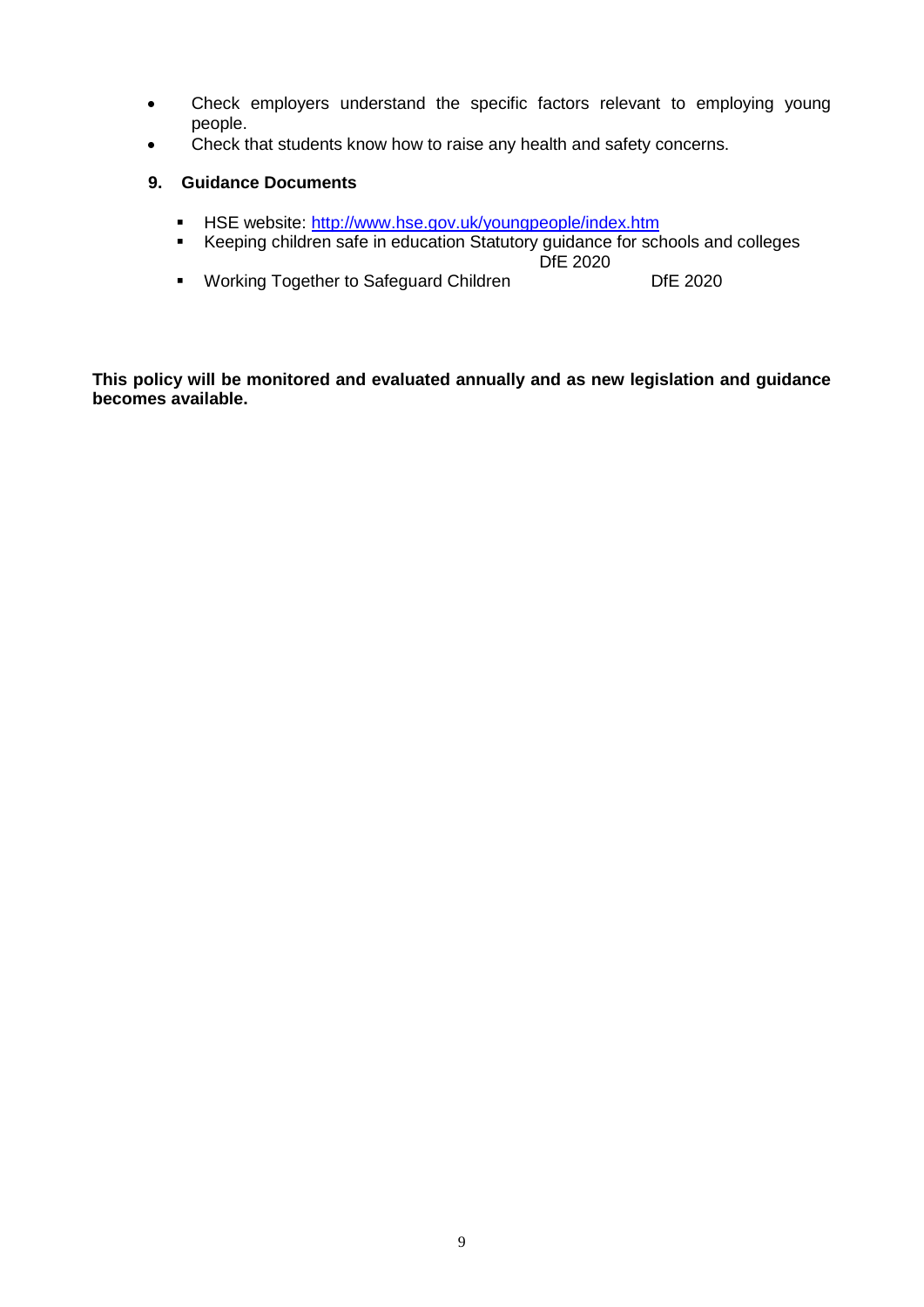- Check employers understand the specific factors relevant to employing young people.
- Check that students know how to raise any health and safety concerns.

### 9. Guidance Documents

- HSE website: http://www.hse.gov.uk/youngpeople/index.htm
- Keeping children safe in education Statutory guidance for schools and colleges DfE 2020
- Working Together to Safeguard Children DfE 2020

**This policy will be monitored and evaluated annually and as new legislation and guidance becomes available.**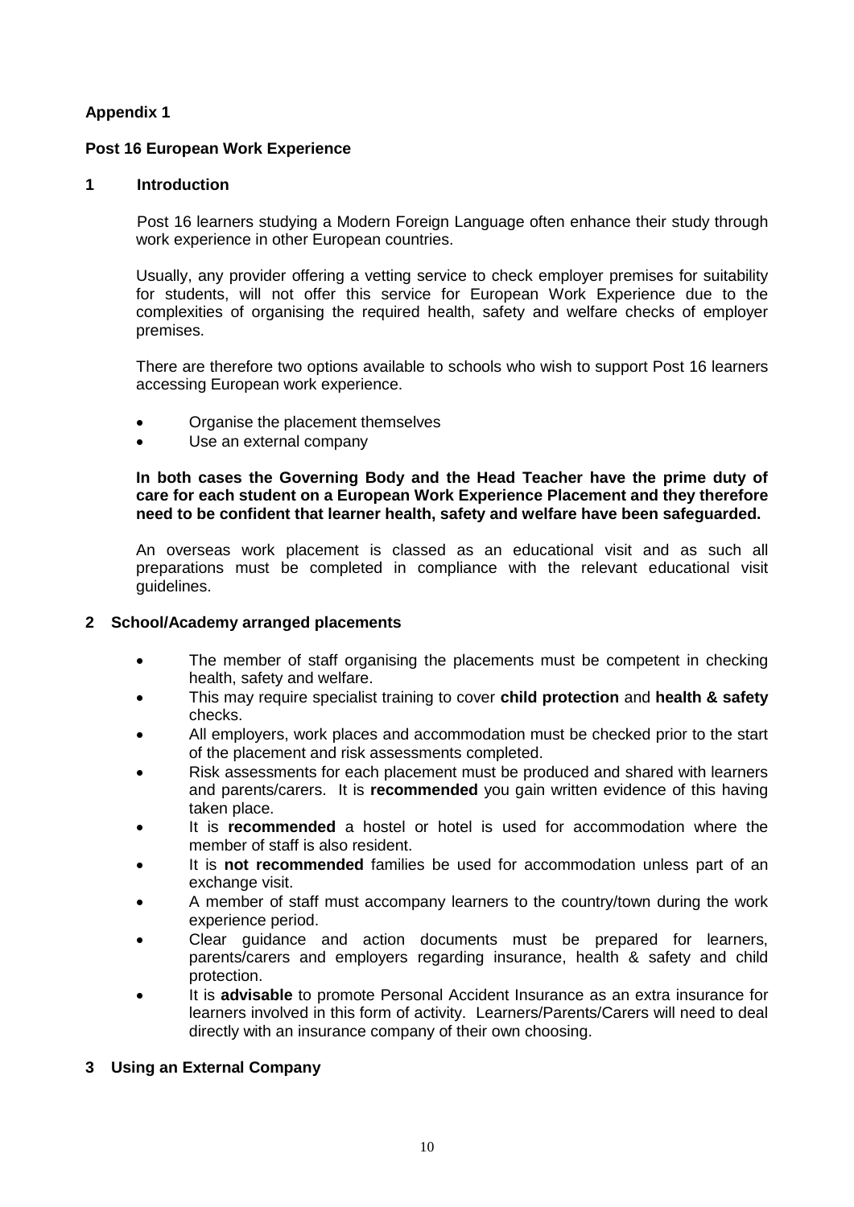**Appendix 1**

**Post 16 European Work Experience**

## 1 Introduction

Post 16 learners studying a Modern Foreign Language often enhance their study through work experience in other European countries.

Usually, any provider offering a vetting service to check employer premises for suitability for students, will not offer this service for European Work Experience due to the complexities of organising the required health, safety and welfare checks of employer premises.

There are therefore two options available to schools who wish to support Post 16 learners accessing European work experience.

- Organise the placement themselves
- Use an external company

**In both cases the Governing Body and the Head Teacher have the prime duty of care for each student on a European Work Experience Placement and they therefore need to be confident that learner health, safety and welfare have been safeguarded.**

An overseas work placement is classed as an educational visit and as such all preparations must be completed in compliance with the relevant educational visit guidelines.

## 2 School/Academy arranged placements

- The member of staff organising the placements must be competent in checking health, safety and welfare.
- This may require specialist training to cover **child protection** and **health & safety** checks.
- All employers, work places and accommodation must be checked prior to the start of the placement and risk assessments completed.
- Risk assessments for each placement must be produced and shared with learners and parents/carers. It is **recommended** you gain written evidence of this having taken place.
- It is **recommended** a hostel or hotel is used for accommodation where the member of staff is also resident.
- It is **not recommended** families be used for accommodation unless part of an exchange visit.
- A member of staff must accompany learners to the country/town during the work experience period.
- Clear guidance and action documents must be prepared for learners, parents/carers and employers regarding insurance, health & safety and child protection.
- It is **advisable** to promote Personal Accident Insurance as an extra insurance for learners involved in this form of activity. Learners/Parents/Carers will need to deal directly with an insurance company of their own choosing.

## 3 Using an External Company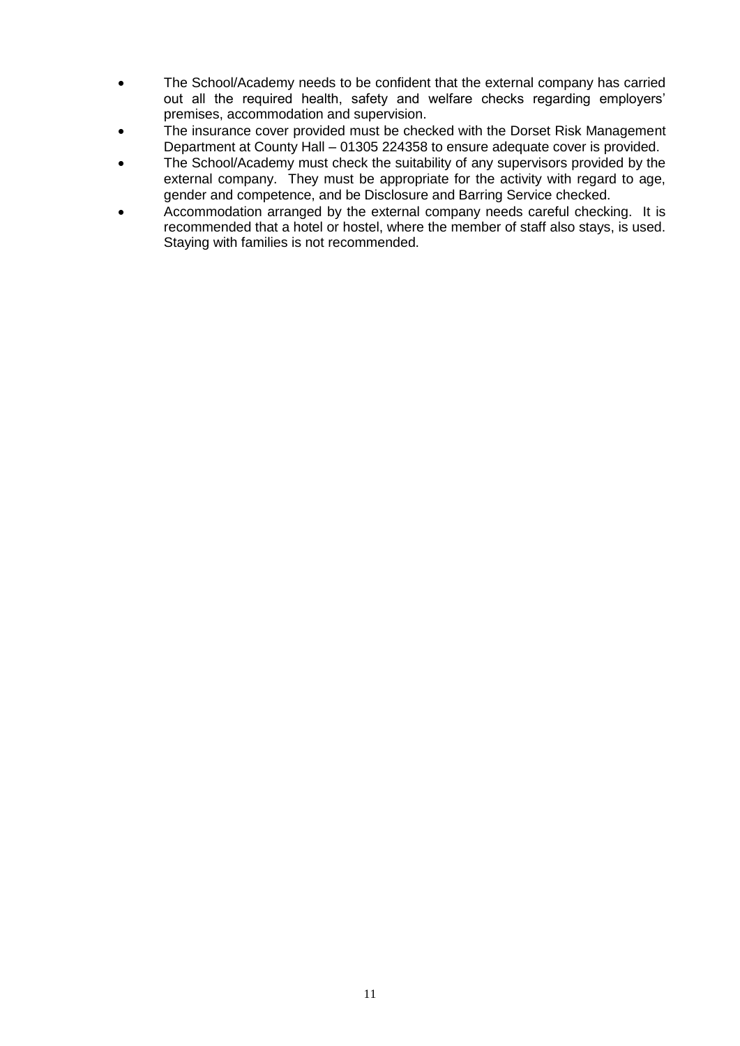- The School/Academy needs to be confident that the external company has carried out all the required health, safety and welfare checks regarding employers' premises, accommodation and supervision.
- The insurance cover provided must be checked with the Dorset Risk Management Department at County Hall – 01305 224358 to ensure adequate cover is provided.
- The School/Academy must check the suitability of any supervisors provided by the external company. They must be appropriate for the activity with regard to age, gender and competence, and be Disclosure and Barring Service checked.
- Accommodation arranged by the external company needs careful checking. It is recommended that a hotel or hostel, where the member of staff also stays, is used. Staying with families is not recommended.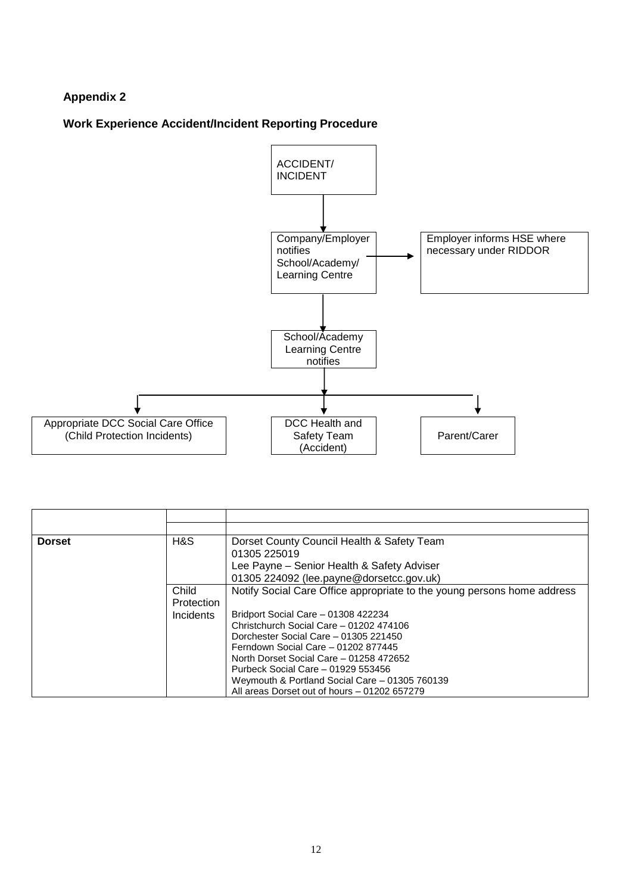**Appendix 2**

**Work Experience Accident/Incident Reporting Procedure**

ACCIDENT/ INCIDENT

↓

Company/Employer notifies School/Academy/ Learning Centre → Employer informs HSE where necessary under RIDDOR

↓

School/Academy Learning Centre notifies

↓

- Appropriate DCC Social Care Office (Child Protection Incidents)
- DCC Health and Safety Team (Accident)
- Parent/Carer

| | | |
|---|---|---|
| | | |
| **Dorset** | H&S | Dorset County Council Health & Safety Team<br>01305 225019<br>Lee Payne – Senior Health & Safety Adviser<br>01305 224092 (lee.payne@dorsetcc.gov.uk) |
| | Child Protection Incidents | Notify Social Care Office appropriate to the young persons home address<br><br>Bridport Social Care – 01308 422234<br>Christchurch Social Care – 01202 474106<br>Dorchester Social Care – 01305 221450<br>Ferndown Social Care – 01202 877445<br>North Dorset Social Care – 01258 472652<br>Purbeck Social Care – 01929 553456<br>Weymouth & Portland Social Care – 01305 760139<br>All areas Dorset out of hours – 01202 657279 |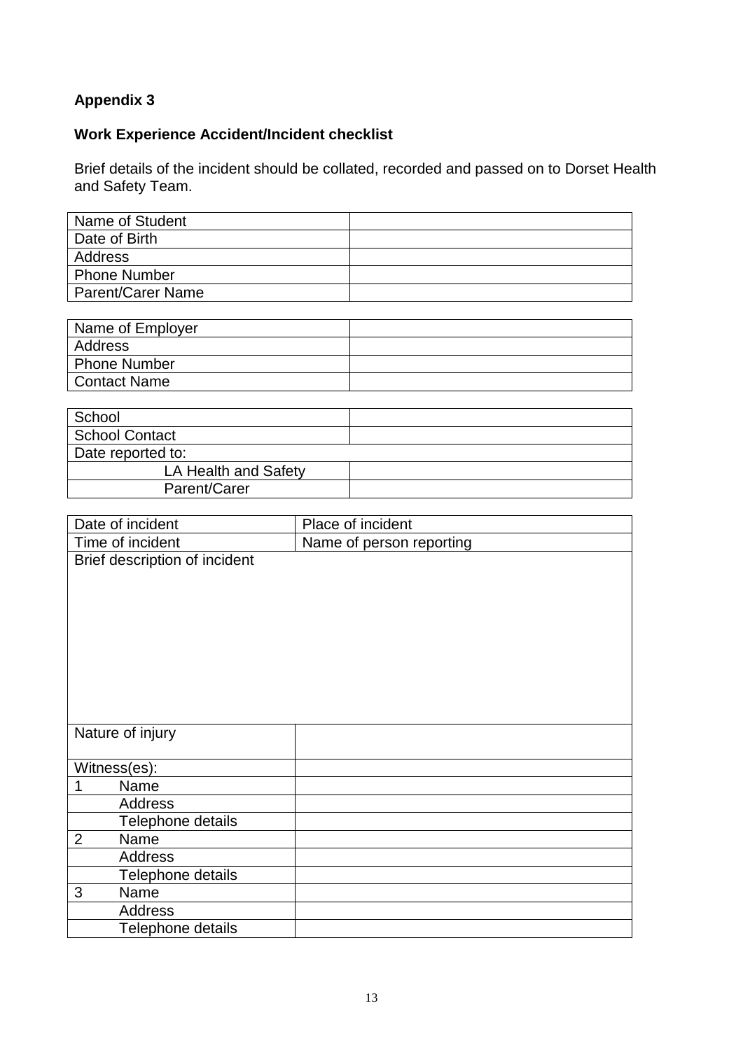**Appendix 3**

**Work Experience Accident/Incident checklist**

Brief details of the incident should be collated, recorded and passed on to Dorset Health and Safety Team.

| Name of Student | |
|---|---|
| Date of Birth | |
| Address | |
| Phone Number | |
| Parent/Carer Name | |

| Name of Employer | |
|---|---|
| Address | |
| Phone Number | |
| Contact Name | |

| School | |
|---|---|
| School Contact | |
| Date reported to: | |
| LA Health and Safety | |
| Parent/Carer | |

| Date of incident | Place of incident |
|---|---|
| Time of incident | Name of person reporting |
| Brief description of incident | |
| Nature of injury | |
| Witness(es): | |
| 1 Name | |
| Address | |
| Telephone details | |
| 2 Name | |
| Address | |
| Telephone details | |
| 3 Name | |
| Address | |
| Telephone details | |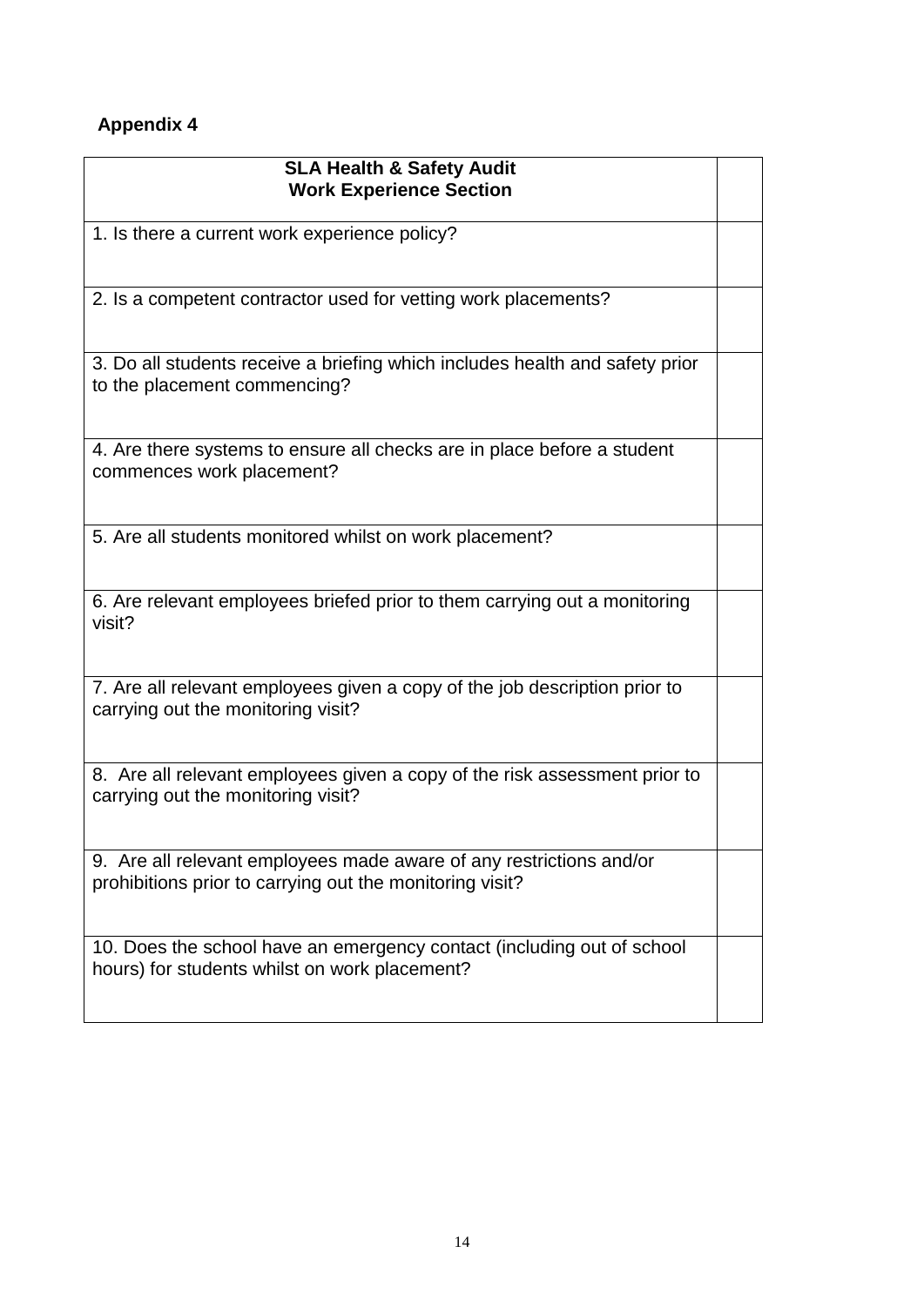**Appendix 4**

| **SLA Health & Safety Audit<br>Work Experience Section** | |
|---|---|
| 1. Is there a current work experience policy? | |
| 2. Is a competent contractor used for vetting work placements? | |
| 3. Do all students receive a briefing which includes health and safety prior to the placement commencing? | |
| 4. Are there systems to ensure all checks are in place before a student commences work placement? | |
| 5. Are all students monitored whilst on work placement? | |
| 6. Are relevant employees briefed prior to them carrying out a monitoring visit? | |
| 7. Are all relevant employees given a copy of the job description prior to carrying out the monitoring visit? | |
| 8. Are all relevant employees given a copy of the risk assessment prior to carrying out the monitoring visit? | |
| 9. Are all relevant employees made aware of any restrictions and/or prohibitions prior to carrying out the monitoring visit? | |
| 10. Does the school have an emergency contact (including out of school hours) for students whilst on work placement? | |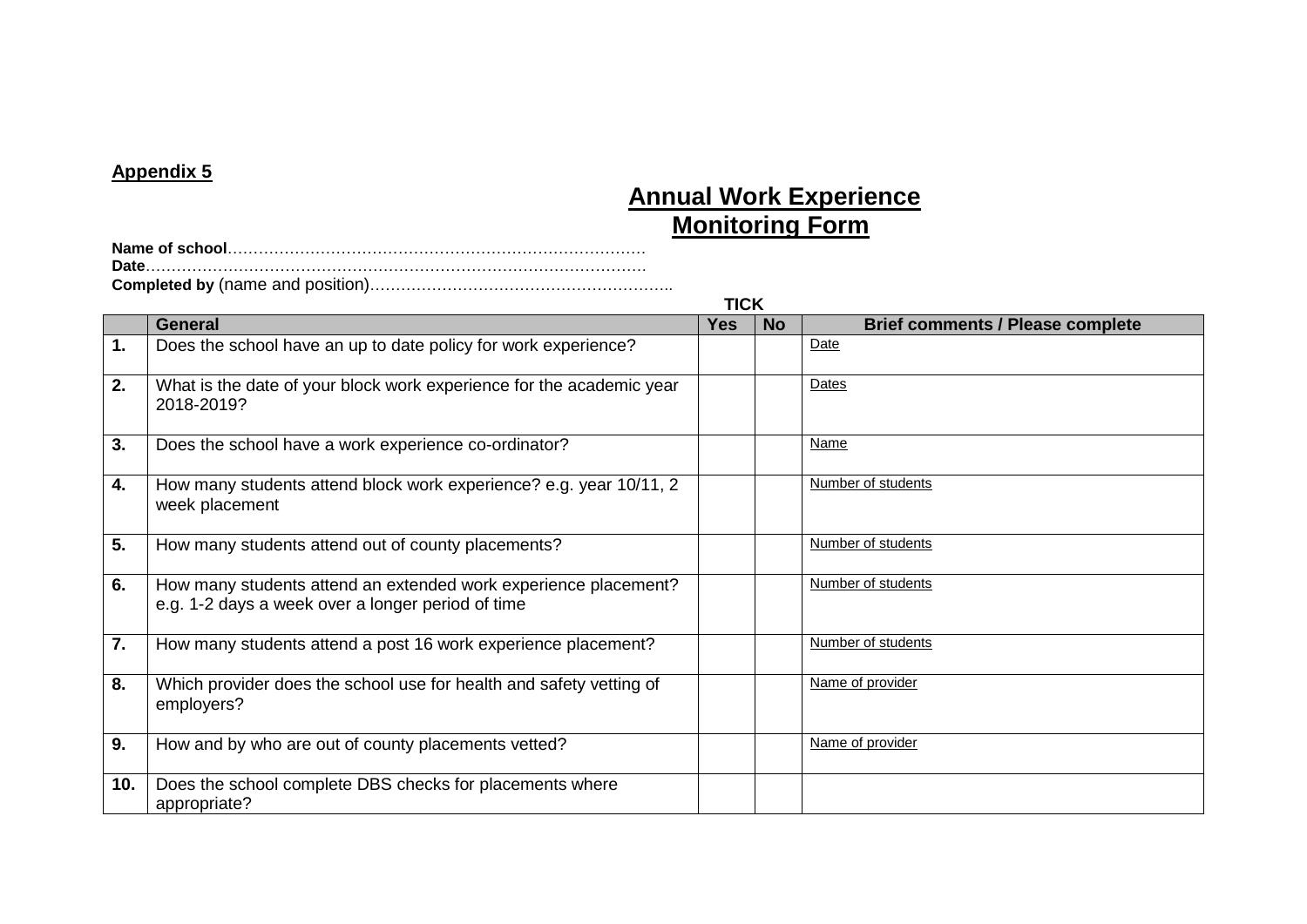**Appendix 5**

# Annual Work Experience Monitoring Form

**Name of school**……………………………………………………………………
**Date**……………………………………………………………………………………
**Completed by** (name and position)…………………………………………………..

| | General | TICK Yes | No | Brief comments / Please complete |
|---|---|---|---|---|
| **1.** | Does the school have an up to date policy for work experience? | | | Date |
| **2.** | What is the date of your block work experience for the academic year 2018-2019? | | | Dates |
| **3.** | Does the school have a work experience co-ordinator? | | | Name |
| **4.** | How many students attend block work experience? e.g. year 10/11, 2 week placement | | | Number of students |
| **5.** | How many students attend out of county placements? | | | Number of students |
| **6.** | How many students attend an extended work experience placement? e.g. 1-2 days a week over a longer period of time | | | Number of students |
| **7.** | How many students attend a post 16 work experience placement? | | | Number of students |
| **8.** | Which provider does the school use for health and safety vetting of employers? | | | Name of provider |
| **9.** | How and by who are out of county placements vetted? | | | Name of provider |
| **10.** | Does the school complete DBS checks for placements where appropriate? | | | |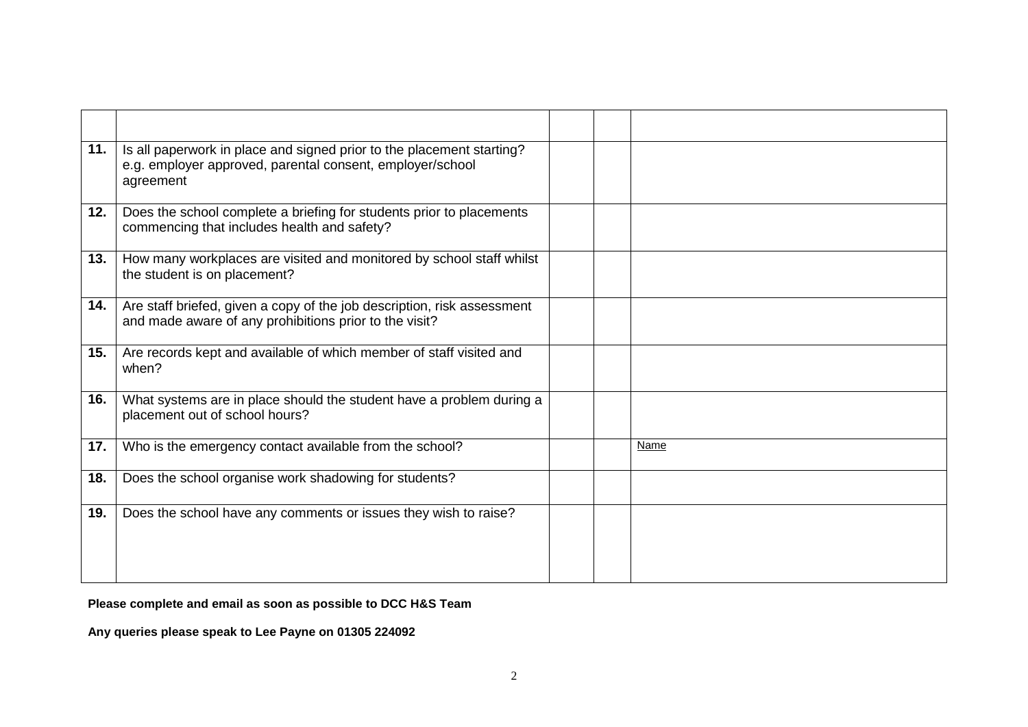|  |  |  |  |  |
|---|---|---|---|---|
| **11.** | Is all paperwork in place and signed prior to the placement starting? e.g. employer approved, parental consent, employer/school agreement |  |  |  |
| **12.** | Does the school complete a briefing for students prior to placements commencing that includes health and safety? |  |  |  |
| **13.** | How many workplaces are visited and monitored by school staff whilst the student is on placement? |  |  |  |
| **14.** | Are staff briefed, given a copy of the job description, risk assessment and made aware of any prohibitions prior to the visit? |  |  |  |
| **15.** | Are records kept and available of which member of staff visited and when? |  |  |  |
| **16.** | What systems are in place should the student have a problem during a placement out of school hours? |  |  |  |
| **17.** | Who is the emergency contact available from the school? |  |  | Name |
| **18.** | Does the school organise work shadowing for students? |  |  |  |
| **19.** | Does the school have any comments or issues they wish to raise? |  |  |  |

**Please complete and email as soon as possible to DCC H&S Team**

**Any queries please speak to Lee Payne on 01305 224092**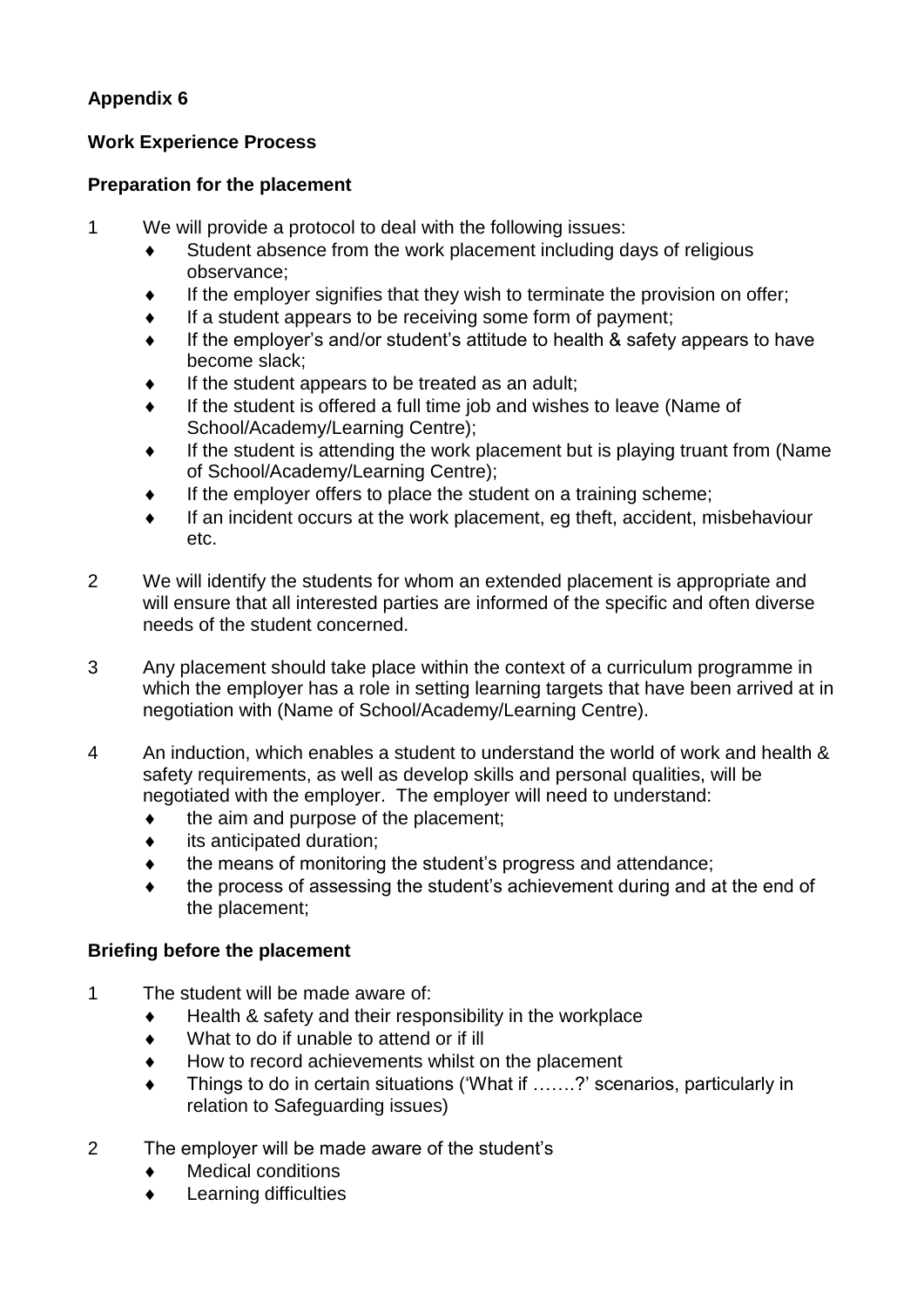**Appendix 6**

**Work Experience Process**

**Preparation for the placement**

1. We will provide a protocol to deal with the following issues:
   - Student absence from the work placement including days of religious observance;
   - If the employer signifies that they wish to terminate the provision on offer;
   - If a student appears to be receiving some form of payment;
   - If the employer's and/or student's attitude to health & safety appears to have become slack;
   - If the student appears to be treated as an adult;
   - If the student is offered a full time job and wishes to leave (Name of School/Academy/Learning Centre);
   - If the student is attending the work placement but is playing truant from (Name of School/Academy/Learning Centre);
   - If the employer offers to place the student on a training scheme;
   - If an incident occurs at the work placement, eg theft, accident, misbehaviour etc.

2. We will identify the students for whom an extended placement is appropriate and will ensure that all interested parties are informed of the specific and often diverse needs of the student concerned.

3. Any placement should take place within the context of a curriculum programme in which the employer has a role in setting learning targets that have been arrived at in negotiation with (Name of School/Academy/Learning Centre).

4. An induction, which enables a student to understand the world of work and health & safety requirements, as well as develop skills and personal qualities, will be negotiated with the employer. The employer will need to understand:
   - the aim and purpose of the placement;
   - its anticipated duration;
   - the means of monitoring the student's progress and attendance;
   - the process of assessing the student's achievement during and at the end of the placement;

**Briefing before the placement**

1. The student will be made aware of:
   - Health & safety and their responsibility in the workplace
   - What to do if unable to attend or if ill
   - How to record achievements whilst on the placement
   - Things to do in certain situations ('What if …….?' scenarios, particularly in relation to Safeguarding issues)

2. The employer will be made aware of the student's
   - Medical conditions
   - Learning difficulties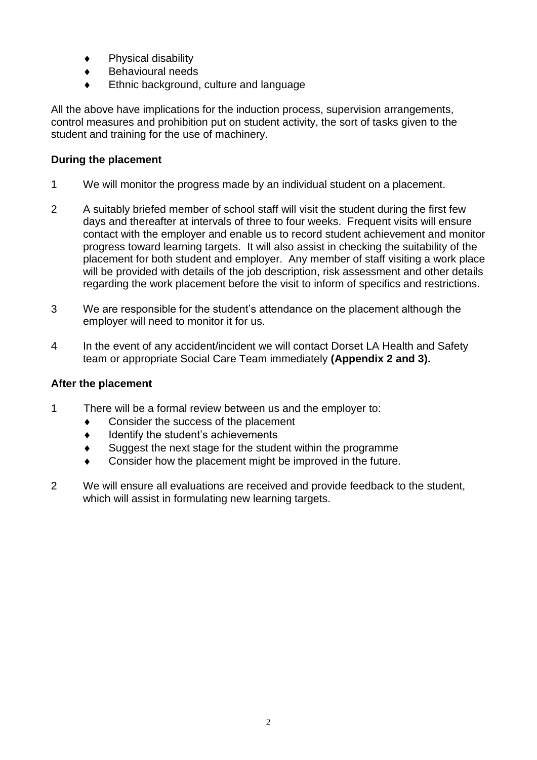- Physical disability
- Behavioural needs
- Ethnic background, culture and language

All the above have implications for the induction process, supervision arrangements, control measures and prohibition put on student activity, the sort of tasks given to the student and training for the use of machinery.

**During the placement**

1 We will monitor the progress made by an individual student on a placement.

2 A suitably briefed member of school staff will visit the student during the first few days and thereafter at intervals of three to four weeks. Frequent visits will ensure contact with the employer and enable us to record student achievement and monitor progress toward learning targets. It will also assist in checking the suitability of the placement for both student and employer. Any member of staff visiting a work place will be provided with details of the job description, risk assessment and other details regarding the work placement before the visit to inform of specifics and restrictions.

3 We are responsible for the student's attendance on the placement although the employer will need to monitor it for us.

4 In the event of any accident/incident we will contact Dorset LA Health and Safety team or appropriate Social Care Team immediately **(Appendix 2 and 3).**

**After the placement**

1 There will be a formal review between us and the employer to:
   - Consider the success of the placement
   - Identify the student's achievements
   - Suggest the next stage for the student within the programme
   - Consider how the placement might be improved in the future.

2 We will ensure all evaluations are received and provide feedback to the student, which will assist in formulating new learning targets.